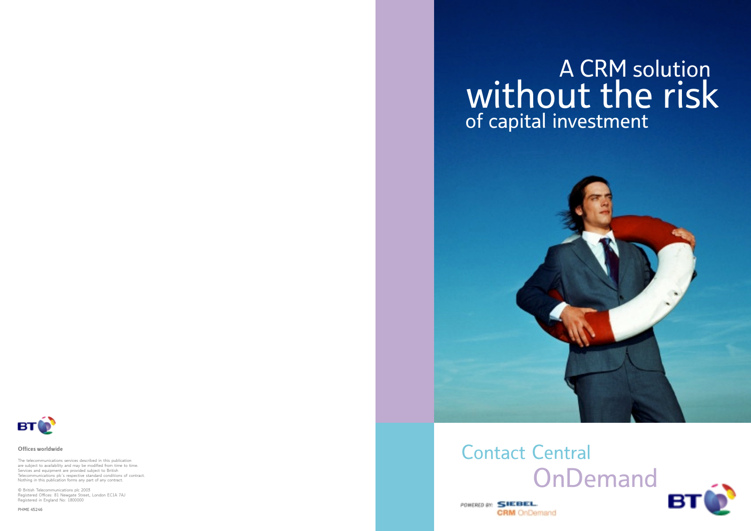# A CRM solution without the risk of capital investment

## Contact Central OnDemand

POWERED BY: SIEBEL CRM OnDemand

BT

**Offices worldwide**

The telecommunications services described in this publication are subject to availability and may be modified from time to time. Services and equipment are provided subject to British Telecommunications plc's respective standard conditions of contract. Nothing in this publication forms any part of any contract.

© British Telecommunications plc 2003
Registered Offices: 81 Newgate Street, London EC1A 7AJ
Registered in England No: 1800000

PHME 45246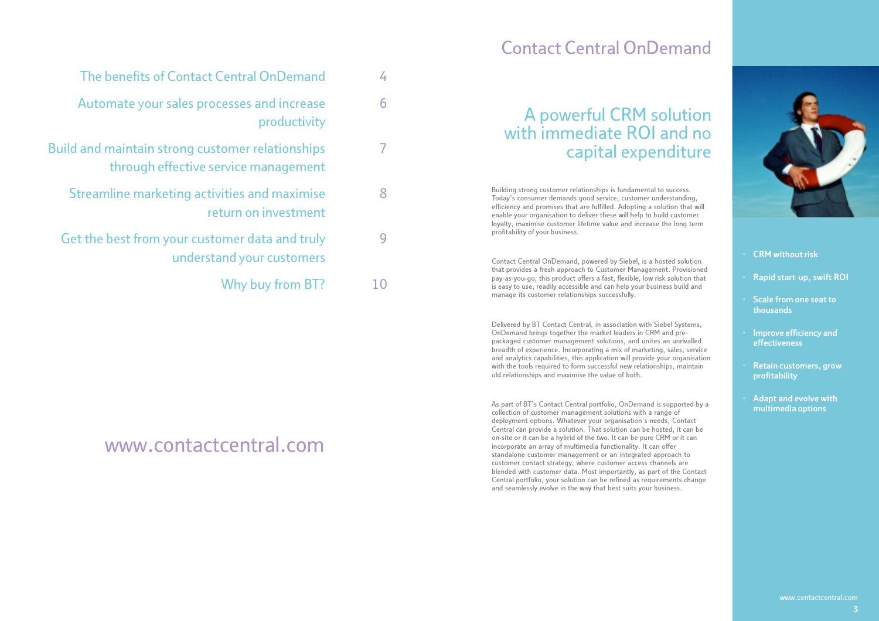| | |
|---|---|
| The benefits of Contact Central OnDemand | 4 |
| Automate your sales processes and increase productivity | 6 |
| Build and maintain strong customer relationships through effective service management | 7 |
| Streamline marketing activities and maximise return on investment | 8 |
| Get the best from your customer data and truly understand your customers | 9 |
| Why buy from BT? | 10 |

www.contactcentral.com

# Contact Central OnDemand

## A powerful CRM solution with immediate ROI and no capital expenditure

Building strong customer relationships is fundamental to success. Today's consumer demands good service, customer understanding, efficiency and promises that are fulfilled. Adopting a solution that will enable your organisation to deliver these will help to build customer loyalty, maximise customer lifetime value and increase the long term profitability of your business.

Contact Central OnDemand, powered by Siebel, is a hosted solution that provides a fresh approach to Customer Management. Provisioned pay-as-you-go, this product offers a fast, flexible, low risk solution that is easy to use, readily accessible and can help your business build and manage its customer relationships successfully.

Delivered by BT Contact Central, in association with Siebel Systems, OnDemand brings together the market leaders in CRM and pre-packaged customer management solutions, and unites an unrivalled breadth of experience. Incorporating a mix of marketing, sales, service and analytics capabilities, this application will provide your organisation with the tools required to form successful new relationships, maintain old relationships and maximise the value of both.

As part of BT's Contact Central portfolio, OnDemand is supported by a collection of customer management solutions with a range of deployment options. Whatever your organisation's needs, Contact Central can provide a solution. That solution can be hosted, it can be on-site or it can be a hybrid of the two. It can be pure CRM or it can incorporate an array of multimedia functionality. It can offer standalone customer management or an integrated approach to customer contact strategy, where customer access channels are blended with customer data. Most importantly, as part of the Contact Central portfolio, your solution can be refined as requirements change and seamlessly evolve in the way that best suits your business.

- **CRM without risk**
- **Rapid start-up, swift ROI**
- **Scale from one seat to thousands**
- **Improve efficiency and effectiveness**
- **Retain customers, grow profitability**
- **Adapt and evolve with multimedia options**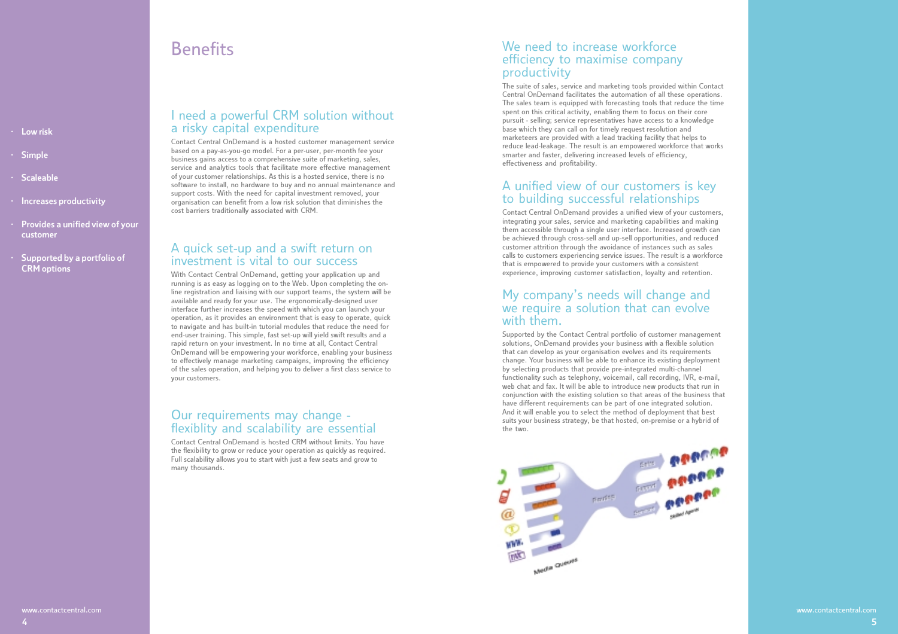- Low risk
- Simple
- Scaleable
- Increases productivity
- Provides a unified view of your customer
- Supported by a portfolio of CRM options

# Benefits

## I need a powerful CRM solution without a risky capital expenditure

Contact Central OnDemand is a hosted customer management service based on a pay-as-you-go model. For a per-user, per-month fee your business gains access to a comprehensive suite of marketing, sales, service and analytics tools that facilitate more effective management of your customer relationships. As this is a hosted service, there is no software to install, no hardware to buy and no annual maintenance and support costs. With the need for capital investment removed, your organisation can benefit from a low risk solution that diminishes the cost barriers traditionally associated with CRM.

## A quick set-up and a swift return on investment is vital to our success

With Contact Central OnDemand, getting your application up and running is as easy as logging on to the Web. Upon completing the on-line registration and liaising with our support teams, the system will be available and ready for your use. The ergonomically-designed user interface further increases the speed with which you can launch your operation, as it provides an environment that is easy to operate, quick to navigate and has built-in tutorial modules that reduce the need for end-user training. This simple, fast set-up will yield swift results and a rapid return on your investment. In no time at all, Contact Central OnDemand will be empowering your workforce, enabling your business to effectively manage marketing campaigns, improving the efficiency of the sales operation, and helping you to deliver a first class service to your customers.

## Our requirements may change - flexiblity and scalability are essential

Contact Central OnDemand is hosted CRM without limits. You have the flexibility to grow or reduce your operation as quickly as required. Full scalability allows you to start with just a few seats and grow to many thousands.

## We need to increase workforce efficiency to maximise company productivity

The suite of sales, service and marketing tools provided within Contact Central OnDemand facilitates the automation of all these operations. The sales team is equipped with forecasting tools that reduce the time spent on this critical activity, enabling them to focus on their core pursuit - selling; service representatives have access to a knowledge base which they can call on for timely request resolution and marketeers are provided with a lead tracking facility that helps to reduce lead-leakage. The result is an empowered workforce that works smarter and faster, delivering increased levels of efficiency, effectiveness and profitability.

## A unified view of our customers is key to building successful relationships

Contact Central OnDemand provides a unified view of your customers, integrating your sales, service and marketing capabilities and making them accessible through a single user interface. Increased growth can be achieved through cross-sell and up-sell opportunities, and reduced customer attrition through the avoidance of instances such as sales calls to customers experiencing service issues. The result is a workforce that is empowered to provide your customers with a consistent experience, improving customer satisfaction, loyalty and retention.

## My company's needs will change and we require a solution that can evolve with them.

Supported by the Contact Central portfolio of customer management solutions, OnDemand provides your business with a flexible solution that can develop as your organisation evolves and its requirements change. Your business will be able to enhance its existing deployment by selecting products that provide pre-integrated multi-channel functionality such as telephony, voicemail, call recording, IVR, e-mail, web chat and fax. It will be able to introduce new products that run in conjunction with the existing solution so that areas of the business that have different requirements can be part of one integrated solution. And it will enable you to select the method of deployment that best suits your business strategy, be that hosted, on-premise or a hybrid of the two.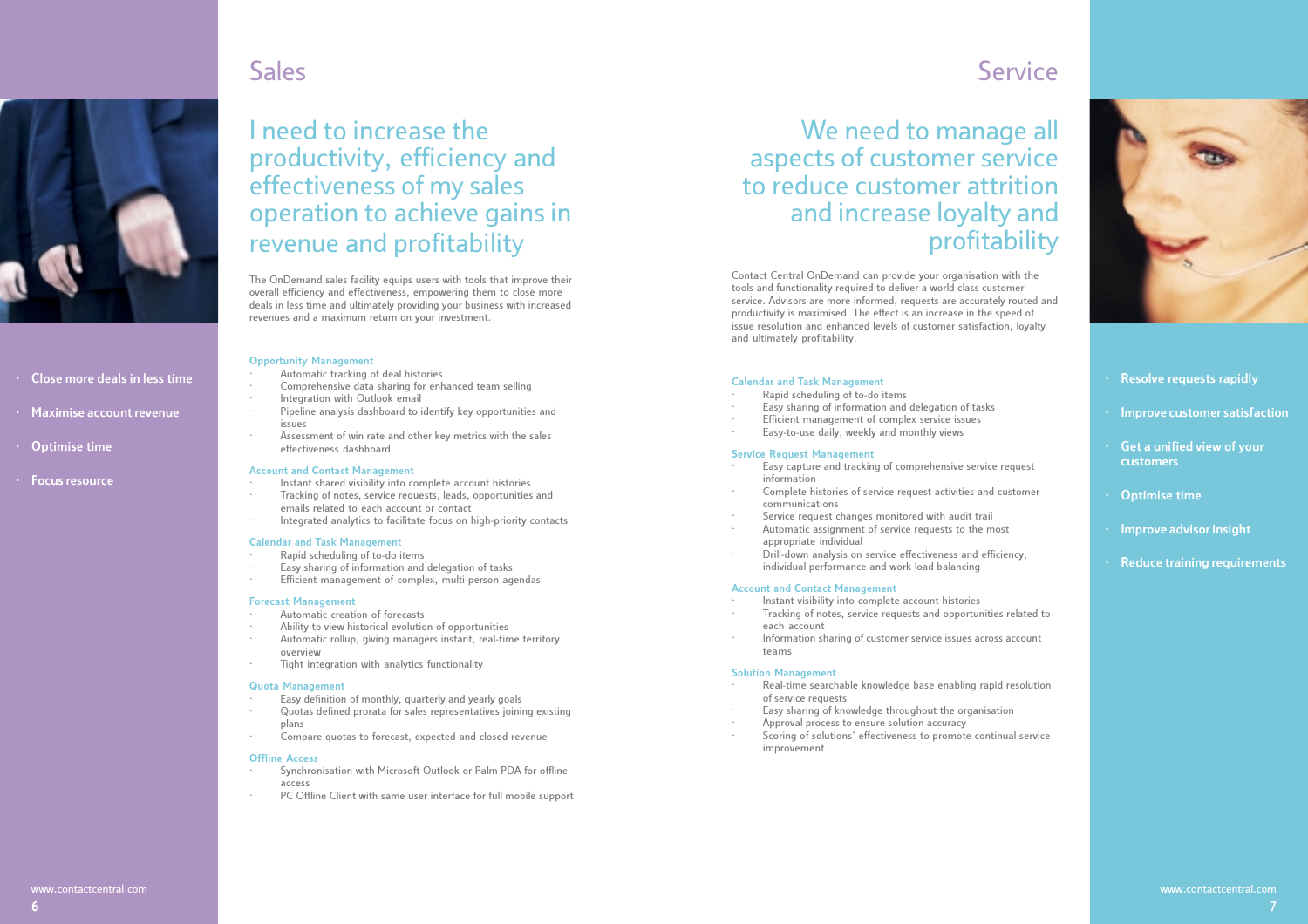## Sales

- Close more deals in less time
- Maximise account revenue
- Optimise time
- Focus resource

### I need to increase the productivity, efficiency and effectiveness of my sales operation to achieve gains in revenue and profitability

The OnDemand sales facility equips users with tools that improve their overall efficiency and effectiveness, empowering them to close more deals in less time and ultimately providing your business with increased revenues and a maximum return on your investment.

**Opportunity Management**

- Automatic tracking of deal histories
- Comprehensive data sharing for enhanced team selling
- Integration with Outlook email
- Pipeline analysis dashboard to identify key opportunities and issues
- Assessment of win rate and other key metrics with the sales effectiveness dashboard

**Account and Contact Management**

- Instant shared visibility into complete account histories
- Tracking of notes, service requests, leads, opportunities and emails related to each account or contact
- Integrated analytics to facilitate focus on high-priority contacts

**Calendar and Task Management**

- Rapid scheduling of to-do items
- Easy sharing of information and delegation of tasks
- Efficient management of complex, multi-person agendas

**Forecast Management**

- Automatic creation of forecasts
- Ability to view historical evolution of opportunities
- Automatic rollup, giving managers instant, real-time territory overview
- Tight integration with analytics functionality

**Quota Management**

- Easy definition of monthly, quarterly and yearly goals
- Quotas defined prorata for sales representatives joining existing plans
- Compare quotas to forecast, expected and closed revenue

**Offline Access**

- Synchronisation with Microsoft Outlook or Palm PDA for offline access
- PC Offline Client with same user interface for full mobile support

## Service

### We need to manage all aspects of customer service to reduce customer attrition and increase loyalty and profitability

Contact Central OnDemand can provide your organisation with the tools and functionality required to deliver a world class customer service. Advisors are more informed, requests are accurately routed and productivity is maximised. The effect is an increase in the speed of issue resolution and enhanced levels of customer satisfaction, loyalty and ultimately profitability.

**Calendar and Task Management**

- Rapid scheduling of to-do items
- Easy sharing of information and delegation of tasks
- Efficient management of complex service issues
- Easy-to-use daily, weekly and monthly views

**Service Request Management**

- Easy capture and tracking of comprehensive service request information
- Complete histories of service request activities and customer communications
- Service request changes monitored with audit trail
- Automatic assignment of service requests to the most appropriate individual
- Drill-down analysis on service effectiveness and efficiency, individual performance and work load balancing

**Account and Contact Management**

- Instant visibility into complete account histories
- Tracking of notes, service requests and opportunities related to each account
- Information sharing of customer service issues across account teams

**Solution Management**

- Real-time searchable knowledge base enabling rapid resolution of service requests
- Easy sharing of knowledge throughout the organisation
- Approval process to ensure solution accuracy
- Scoring of solutions' effectiveness to promote continual service improvement

- Resolve requests rapidly
- Improve customer satisfaction
- Get a unified view of your customers
- Optimise time
- Improve advisor insight
- Reduce training requirements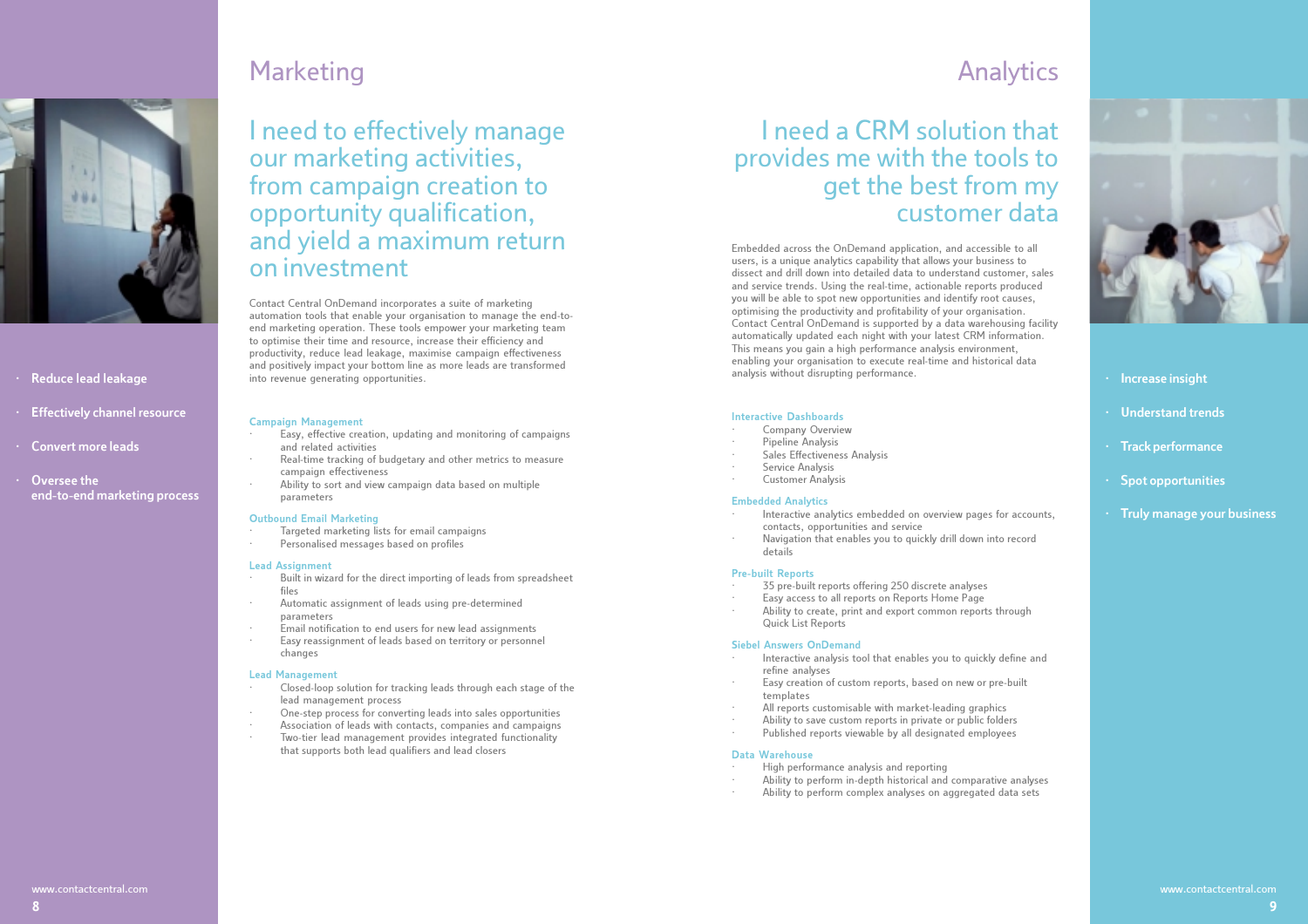# Marketing

## I need to effectively manage our marketing activities, from campaign creation to opportunity qualification, and yield a maximum return on investment

- Reduce lead leakage
- Effectively channel resource
- Convert more leads
- Oversee the end-to-end marketing process

Contact Central OnDemand incorporates a suite of marketing automation tools that enable your organisation to manage the end-to-end marketing operation. These tools empower your marketing team to optimise their time and resource, increase their efficiency and productivity, reduce lead leakage, maximise campaign effectiveness and positively impact your bottom line as more leads are transformed into revenue generating opportunities.

### Campaign Management

- Easy, effective creation, updating and monitoring of campaigns and related activities
- Real-time tracking of budgetary and other metrics to measure campaign effectiveness
- Ability to sort and view campaign data based on multiple parameters

### Outbound Email Marketing

- Targeted marketing lists for email campaigns
- Personalised messages based on profiles

### Lead Assignment

- Built in wizard for the direct importing of leads from spreadsheet files
- Automatic assignment of leads using pre-determined parameters
- Email notification to end users for new lead assignments
- Easy reassignment of leads based on territory or personnel changes

### Lead Management

- Closed-loop solution for tracking leads through each stage of the lead management process
- One-step process for converting leads into sales opportunities
- Association of leads with contacts, companies and campaigns
- Two-tier lead management provides integrated functionality that supports both lead qualifiers and lead closers

# Analytics

## I need a CRM solution that provides me with the tools to get the best from my customer data

- Increase insight
- Understand trends
- Track performance
- Spot opportunities
- Truly manage your business

Embedded across the OnDemand application, and accessible to all users, is a unique analytics capability that allows your business to dissect and drill down into detailed data to understand customer, sales and service trends. Using the real-time, actionable reports produced you will be able to spot new opportunities and identify root causes, optimising the productivity and profitability of your organisation. Contact Central OnDemand is supported by a data warehousing facility automatically updated each night with your latest CRM information. This means you gain a high performance analysis environment, enabling your organisation to execute real-time and historical data analysis without disrupting performance.

### Interactive Dashboards

- Company Overview
- Pipeline Analysis
- Sales Effectiveness Analysis
- Service Analysis
- Customer Analysis

### Embedded Analytics

- Interactive analytics embedded on overview pages for accounts, contacts, opportunities and service
- Navigation that enables you to quickly drill down into record details

### Pre-built Reports

- 35 pre-built reports offering 250 discrete analyses
- Easy access to all reports on Reports Home Page
- Ability to create, print and export common reports through Quick List Reports

### Siebel Answers OnDemand

- Interactive analysis tool that enables you to quickly define and refine analyses
- Easy creation of custom reports, based on new or pre-built templates
- All reports customisable with market-leading graphics
- Ability to save custom reports in private or public folders
- Published reports viewable by all designated employees

### Data Warehouse

- High performance analysis and reporting
- Ability to perform in-depth historical and comparative analyses
- Ability to perform complex analyses on aggregated data sets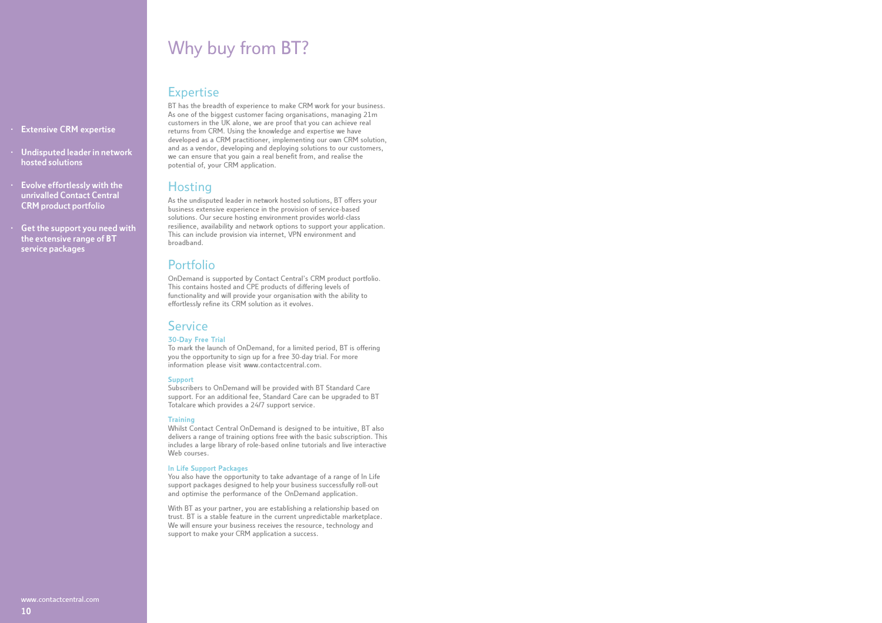- **Extensive CRM expertise**
- **Undisputed leader in network hosted solutions**
- **Evolve effortlessly with the unrivalled Contact Central CRM product portfolio**
- **Get the support you need with the extensive range of BT service packages**

www.contactcentral.com

# Why buy from BT?

## Expertise

BT has the breadth of experience to make CRM work for your business. As one of the biggest customer facing organisations, managing 21m customers in the UK alone, we are proof that you can achieve real returns from CRM. Using the knowledge and expertise we have developed as a CRM practitioner, implementing our own CRM solution, and as a vendor, developing and deploying solutions to our customers, we can ensure that you gain a real benefit from, and realise the potential of, your CRM application.

## Hosting

As the undisputed leader in network hosted solutions, BT offers your business extensive experience in the provision of service-based solutions. Our secure hosting environment provides world-class resilience, availability and network options to support your application. This can include provision via internet, VPN environment and broadband.

## Portfolio

OnDemand is supported by Contact Central's CRM product portfolio. This contains hosted and CPE products of differing levels of functionality and will provide your organisation with the ability to effortlessly refine its CRM solution as it evolves.

## Service

### 30-Day Free Trial

To mark the launch of OnDemand, for a limited period, BT is offering you the opportunity to sign up for a free 30-day trial. For more information please visit www.contactcentral.com.

### Support

Subscribers to OnDemand will be provided with BT Standard Care support. For an additional fee, Standard Care can be upgraded to BT Totalcare which provides a 24/7 support service.

### Training

Whilst Contact Central OnDemand is designed to be intuitive, BT also delivers a range of training options free with the basic subscription. This includes a large library of role-based online tutorials and live interactive Web courses.

### In Life Support Packages

You also have the opportunity to take advantage of a range of In Life support packages designed to help your business successfully roll-out and optimise the performance of the OnDemand application.

With BT as your partner, you are establishing a relationship based on trust. BT is a stable feature in the current unpredictable marketplace. We will ensure your business receives the resource, technology and support to make your CRM application a success.